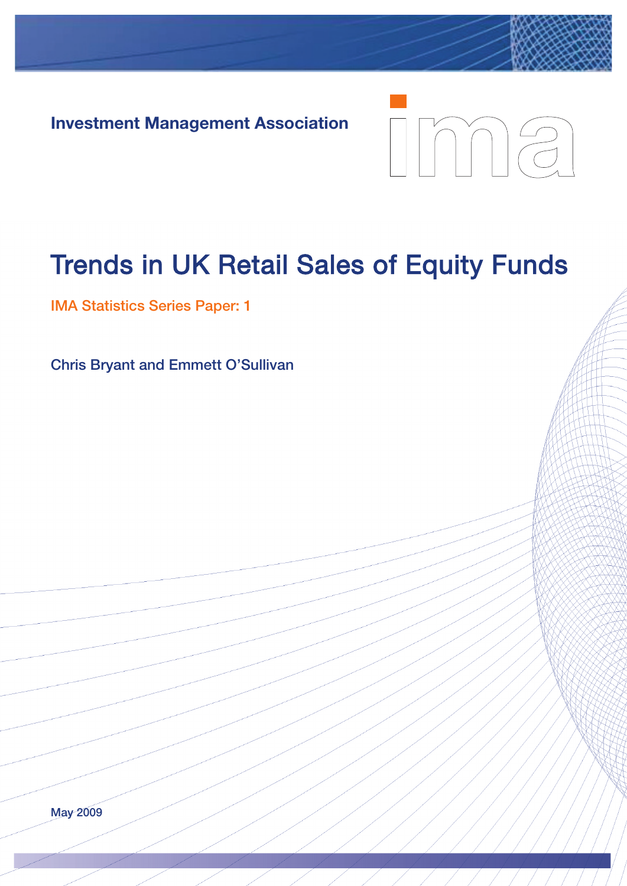**Investment Management Association**

ima

# Trends in UK Retail Sales of Equity Funds

IMA Statistics Series Paper: 1

Chris Bryant and Emmett O'Sullivan

May 2009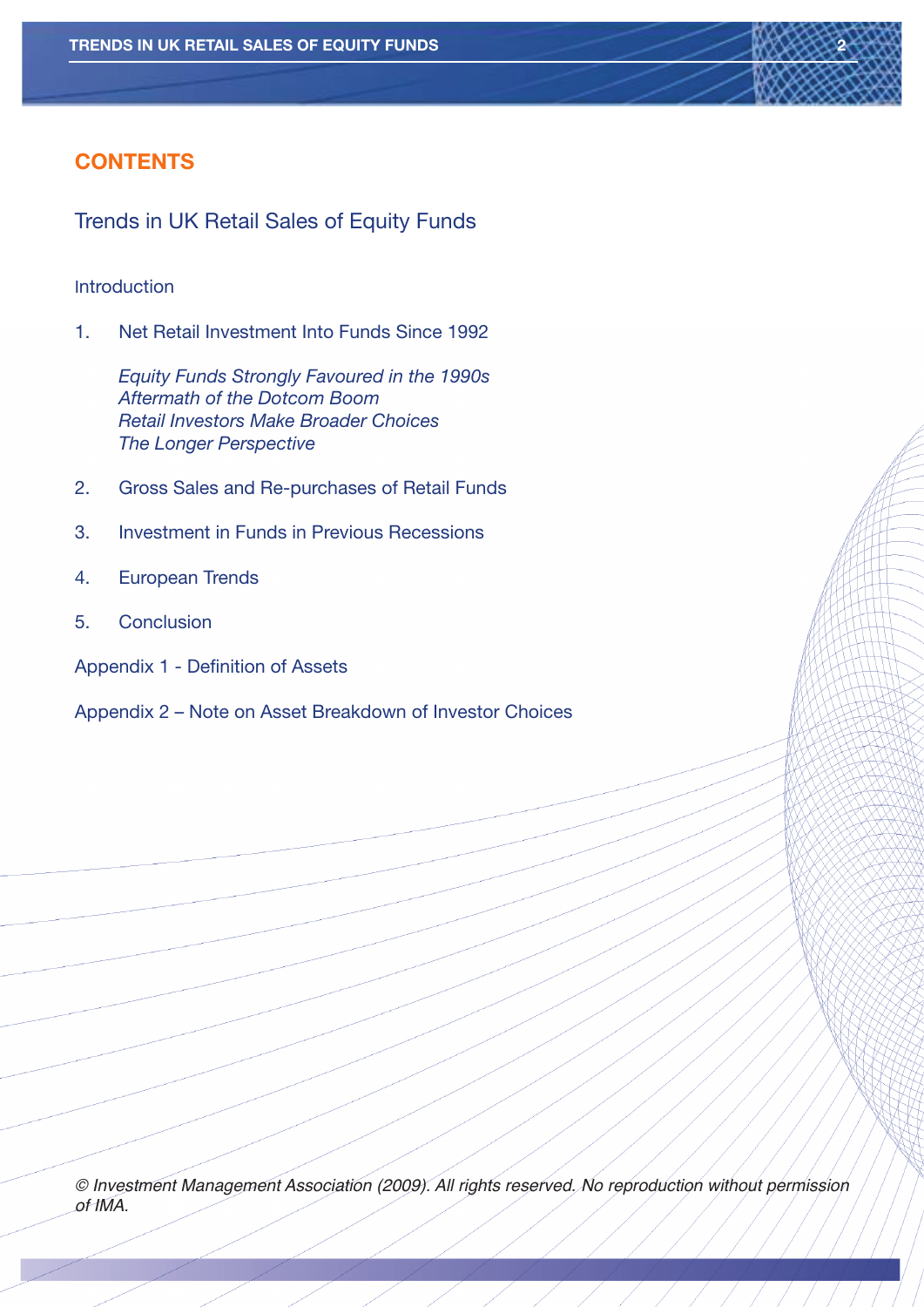# CONTENTS

## Trends in UK Retail Sales of Equity Funds

Introduction

1. Net Retail Investment Into Funds Since 1992

   *Equity Funds Strongly Favoured in the 1990s*
   *Aftermath of the Dotcom Boom*
   *Retail Investors Make Broader Choices*
   *The Longer Perspective*

2. Gross Sales and Re-purchases of Retail Funds

3. Investment in Funds in Previous Recessions

4. European Trends

5. Conclusion

Appendix 1 - Definition of Assets

Appendix 2 – Note on Asset Breakdown of Investor Choices

*© Investment Management Association (2009). All rights reserved. No reproduction without permission of IMA.*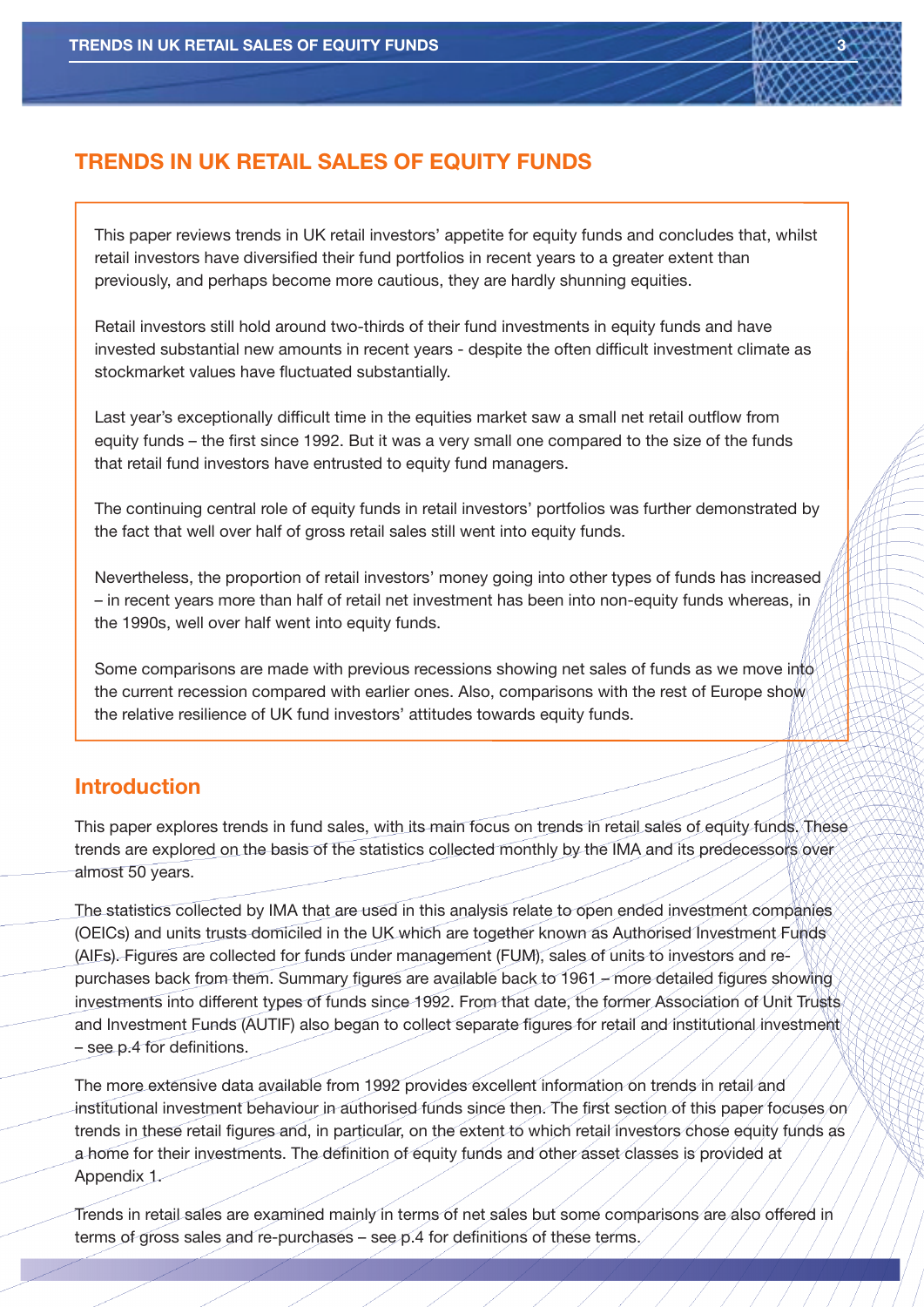# TRENDS IN UK RETAIL SALES OF EQUITY FUNDS

This paper reviews trends in UK retail investors' appetite for equity funds and concludes that, whilst retail investors have diversified their fund portfolios in recent years to a greater extent than previously, and perhaps become more cautious, they are hardly shunning equities.

Retail investors still hold around two-thirds of their fund investments in equity funds and have invested substantial new amounts in recent years - despite the often difficult investment climate as stockmarket values have fluctuated substantially.

Last year's exceptionally difficult time in the equities market saw a small net retail outflow from equity funds – the first since 1992. But it was a very small one compared to the size of the funds that retail fund investors have entrusted to equity fund managers.

The continuing central role of equity funds in retail investors' portfolios was further demonstrated by the fact that well over half of gross retail sales still went into equity funds.

Nevertheless, the proportion of retail investors' money going into other types of funds has increased – in recent years more than half of retail net investment has been into non-equity funds whereas, in the 1990s, well over half went into equity funds.

Some comparisons are made with previous recessions showing net sales of funds as we move into the current recession compared with earlier ones. Also, comparisons with the rest of Europe show the relative resilience of UK fund investors' attitudes towards equity funds.

## Introduction

This paper explores trends in fund sales, with its main focus on trends in retail sales of equity funds. These trends are explored on the basis of the statistics collected monthly by the IMA and its predecessors over almost 50 years.

The statistics collected by IMA that are used in this analysis relate to open ended investment companies (OEICs) and units trusts domiciled in the UK which are together known as Authorised Investment Funds (AIFs). Figures are collected for funds under management (FUM), sales of units to investors and re-purchases back from them. Summary figures are available back to 1961 – more detailed figures showing investments into different types of funds since 1992. From that date, the former Association of Unit Trusts and Investment Funds (AUTIF) also began to collect separate figures for retail and institutional investment – see p.4 for definitions.

The more extensive data available from 1992 provides excellent information on trends in retail and institutional investment behaviour in authorised funds since then. The first section of this paper focuses on trends in these retail figures and, in particular, on the extent to which retail investors chose equity funds as a home for their investments. The definition of equity funds and other asset classes is provided at Appendix 1.

Trends in retail sales are examined mainly in terms of net sales but some comparisons are also offered in terms of gross sales and re-purchases – see p.4 for definitions of these terms.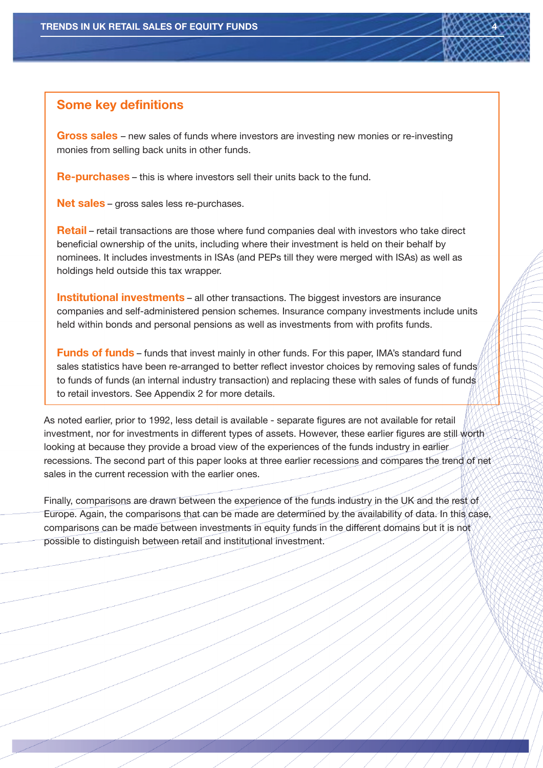## Some key definitions

**Gross sales** – new sales of funds where investors are investing new monies or re-investing monies from selling back units in other funds.

**Re-purchases** – this is where investors sell their units back to the fund.

**Net sales** – gross sales less re-purchases.

**Retail** – retail transactions are those where fund companies deal with investors who take direct beneficial ownership of the units, including where their investment is held on their behalf by nominees. It includes investments in ISAs (and PEPs till they were merged with ISAs) as well as holdings held outside this tax wrapper.

**Institutional investments** – all other transactions. The biggest investors are insurance companies and self-administered pension schemes. Insurance company investments include units held within bonds and personal pensions as well as investments from with profits funds.

**Funds of funds** – funds that invest mainly in other funds. For this paper, IMA's standard fund sales statistics have been re-arranged to better reflect investor choices by removing sales of funds to funds of funds (an internal industry transaction) and replacing these with sales of funds of funds to retail investors. See Appendix 2 for more details.

As noted earlier, prior to 1992, less detail is available - separate figures are not available for retail investment, nor for investments in different types of assets. However, these earlier figures are still worth looking at because they provide a broad view of the experiences of the funds industry in earlier recessions. The second part of this paper looks at three earlier recessions and compares the trend of net sales in the current recession with the earlier ones.

Finally, comparisons are drawn between the experience of the funds industry in the UK and the rest of Europe. Again, the comparisons that can be made are determined by the availability of data. In this case, comparisons can be made between investments in equity funds in the different domains but it is not possible to distinguish between retail and institutional investment.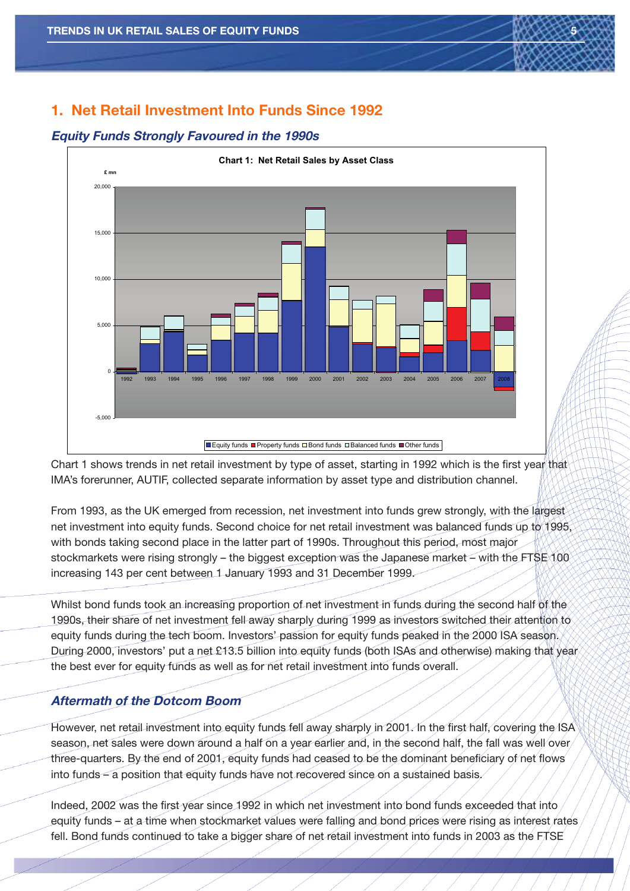## 1. Net Retail Investment Into Funds Since 1992

### *Equity Funds Strongly Favoured in the 1990s*

**Chart 1: Net Retail Sales by Asset Class**

Chart 1 shows trends in net retail investment by type of asset, starting in 1992 which is the first year that IMA's forerunner, AUTIF, collected separate information by asset type and distribution channel.

From 1993, as the UK emerged from recession, net investment into funds grew strongly, with the largest net investment into equity funds. Second choice for net retail investment was balanced funds up to 1995, with bonds taking second place in the latter part of 1990s. Throughout this period, most major stockmarkets were rising strongly – the biggest exception was the Japanese market – with the FTSE 100 increasing 143 per cent between 1 January 1993 and 31 December 1999.

Whilst bond funds took an increasing proportion of net investment in funds during the second half of the 1990s, their share of net investment fell away sharply during 1999 as investors switched their attention to equity funds during the tech boom. Investors' passion for equity funds peaked in the 2000 ISA season. During 2000, investors' put a net £13.5 billion into equity funds (both ISAs and otherwise) making that year the best ever for equity funds as well as for net retail investment into funds overall.

### *Aftermath of the Dotcom Boom*

However, net retail investment into equity funds fell away sharply in 2001. In the first half, covering the ISA season, net sales were down around a half on a year earlier and, in the second half, the fall was well over three-quarters. By the end of 2001, equity funds had ceased to be the dominant beneficiary of net flows into funds – a position that equity funds have not recovered since on a sustained basis.

Indeed, 2002 was the first year since 1992 in which net investment into bond funds exceeded that into equity funds – at a time when stockmarket values were falling and bond prices were rising as interest rates fell. Bond funds continued to take a bigger share of net retail investment into funds in 2003 as the FTSE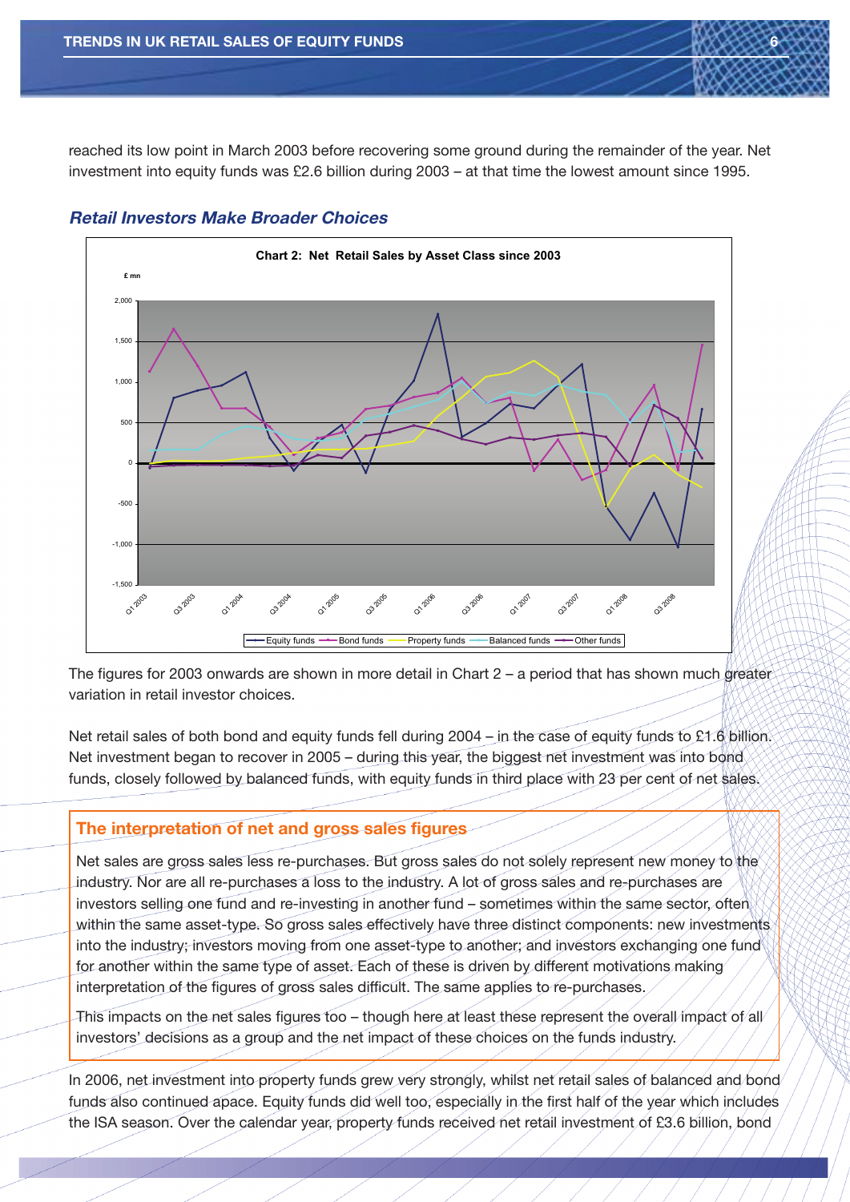reached its low point in March 2003 before recovering some ground during the remainder of the year. Net investment into equity funds was £2.6 billion during 2003 – at that time the lowest amount since 1995.

## *Retail Investors Make Broader Choices*

**Chart 2: Net Retail Sales by Asset Class since 2003**

The figures for 2003 onwards are shown in more detail in Chart 2 – a period that has shown much greater variation in retail investor choices.

Net retail sales of both bond and equity funds fell during 2004 – in the case of equity funds to £1.6 billion. Net investment began to recover in 2005 – during this year, the biggest net investment was into bond funds, closely followed by balanced funds, with equity funds in third place with 23 per cent of net sales.

### The interpretation of net and gross sales figures

Net sales are gross sales less re-purchases. But gross sales do not solely represent new money to the industry. Nor are all re-purchases a loss to the industry. A lot of gross sales and re-purchases are investors selling one fund and re-investing in another fund – sometimes within the same sector, often within the same asset-type. So gross sales effectively have three distinct components: new investments into the industry; investors moving from one asset-type to another; and investors exchanging one fund for another within the same type of asset. Each of these is driven by different motivations making interpretation of the figures of gross sales difficult. The same applies to re-purchases.

This impacts on the net sales figures too – though here at least these represent the overall impact of all investors' decisions as a group and the net impact of these choices on the funds industry.

In 2006, net investment into property funds grew very strongly, whilst net retail sales of balanced and bond funds also continued apace. Equity funds did well too, especially in the first half of the year which includes the ISA season. Over the calendar year, property funds received net retail investment of £3.6 billion, bond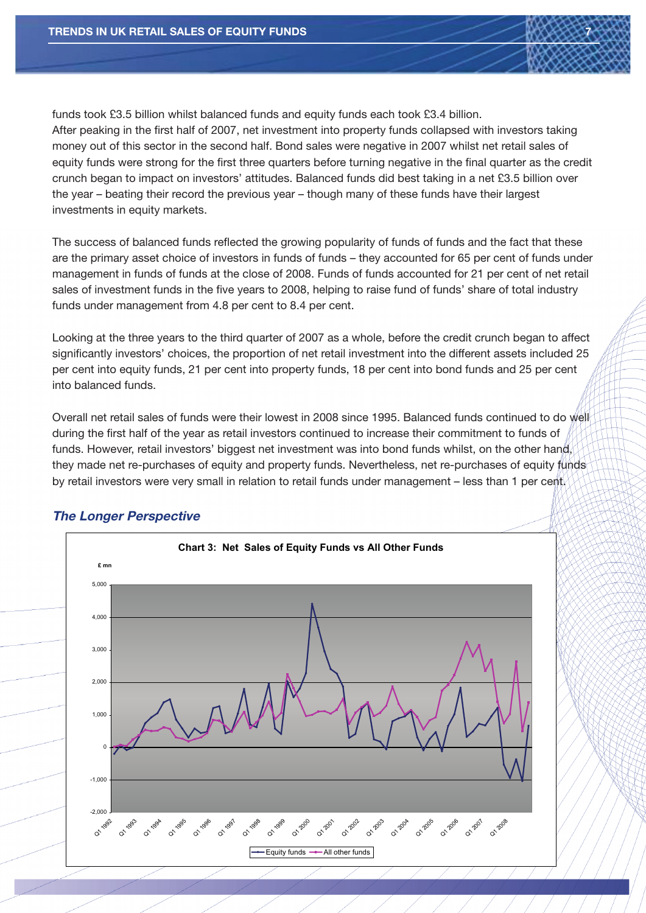funds took £3.5 billion whilst balanced funds and equity funds each took £3.4 billion. After peaking in the first half of 2007, net investment into property funds collapsed with investors taking money out of this sector in the second half. Bond sales were negative in 2007 whilst net retail sales of equity funds were strong for the first three quarters before turning negative in the final quarter as the credit crunch began to impact on investors' attitudes. Balanced funds did best taking in a net £3.5 billion over the year – beating their record the previous year – though many of these funds have their largest investments in equity markets.

The success of balanced funds reflected the growing popularity of funds of funds and the fact that these are the primary asset choice of investors in funds of funds – they accounted for 65 per cent of funds under management in funds of funds at the close of 2008. Funds of funds accounted for 21 per cent of net retail sales of investment funds in the five years to 2008, helping to raise fund of funds' share of total industry funds under management from 4.8 per cent to 8.4 per cent.

Looking at the three years to the third quarter of 2007 as a whole, before the credit crunch began to affect significantly investors' choices, the proportion of net retail investment into the different assets included 25 per cent into equity funds, 21 per cent into property funds, 18 per cent into bond funds and 25 per cent into balanced funds.

Overall net retail sales of funds were their lowest in 2008 since 1995. Balanced funds continued to do well during the first half of the year as retail investors continued to increase their commitment to funds of funds. However, retail investors' biggest net investment was into bond funds whilst, on the other hand, they made net re-purchases of equity and property funds. Nevertheless, net re-purchases of equity funds by retail investors were very small in relation to retail funds under management – less than 1 per cent.

### *The Longer Perspective*

**Chart 3: Net Sales of Equity Funds vs All Other Funds**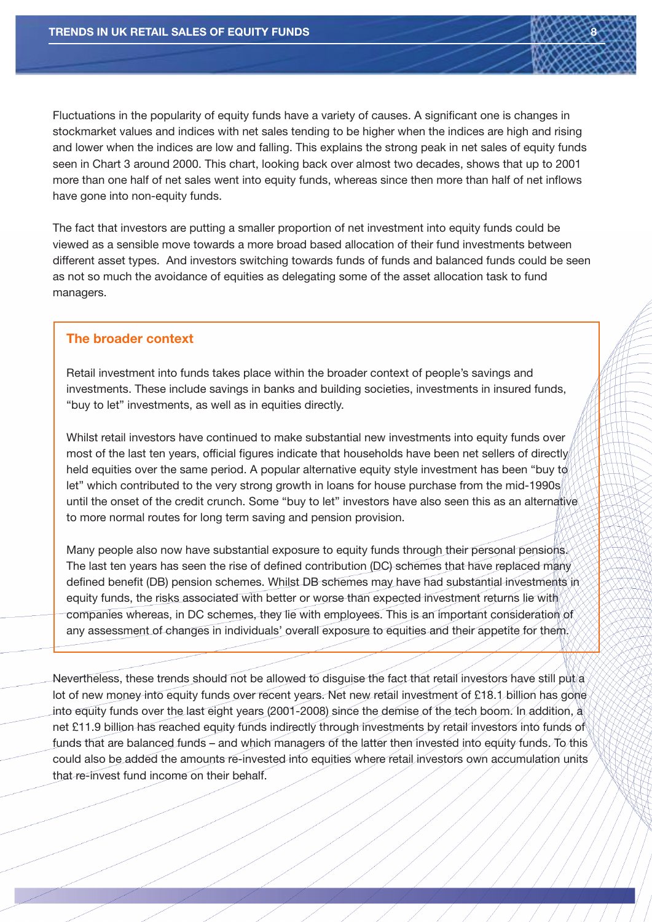Fluctuations in the popularity of equity funds have a variety of causes. A significant one is changes in stockmarket values and indices with net sales tending to be higher when the indices are high and rising and lower when the indices are low and falling. This explains the strong peak in net sales of equity funds seen in Chart 3 around 2000. This chart, looking back over almost two decades, shows that up to 2001 more than one half of net sales went into equity funds, whereas since then more than half of net inflows have gone into non-equity funds.

The fact that investors are putting a smaller proportion of net investment into equity funds could be viewed as a sensible move towards a more broad based allocation of their fund investments between different asset types. And investors switching towards funds of funds and balanced funds could be seen as not so much the avoidance of equities as delegating some of the asset allocation task to fund managers.

### The broader context

Retail investment into funds takes place within the broader context of people's savings and investments. These include savings in banks and building societies, investments in insured funds, "buy to let" investments, as well as in equities directly.

Whilst retail investors have continued to make substantial new investments into equity funds over most of the last ten years, official figures indicate that households have been net sellers of directly held equities over the same period. A popular alternative equity style investment has been "buy to let" which contributed to the very strong growth in loans for house purchase from the mid-1990s until the onset of the credit crunch. Some "buy to let" investors have also seen this as an alternative to more normal routes for long term saving and pension provision.

Many people also now have substantial exposure to equity funds through their personal pensions. The last ten years has seen the rise of defined contribution (DC) schemes that have replaced many defined benefit (DB) pension schemes. Whilst DB schemes may have had substantial investments in equity funds, the risks associated with better or worse than expected investment returns lie with companies whereas, in DC schemes, they lie with employees. This is an important consideration of any assessment of changes in individuals' overall exposure to equities and their appetite for them.

Nevertheless, these trends should not be allowed to disguise the fact that retail investors have still put a lot of new money into equity funds over recent years. Net new retail investment of £18.1 billion has gone into equity funds over the last eight years (2001-2008) since the demise of the tech boom. In addition, a net £11.9 billion has reached equity funds indirectly through investments by retail investors into funds of funds that are balanced funds – and which managers of the latter then invested into equity funds. To this could also be added the amounts re-invested into equities where retail investors own accumulation units that re-invest fund income on their behalf.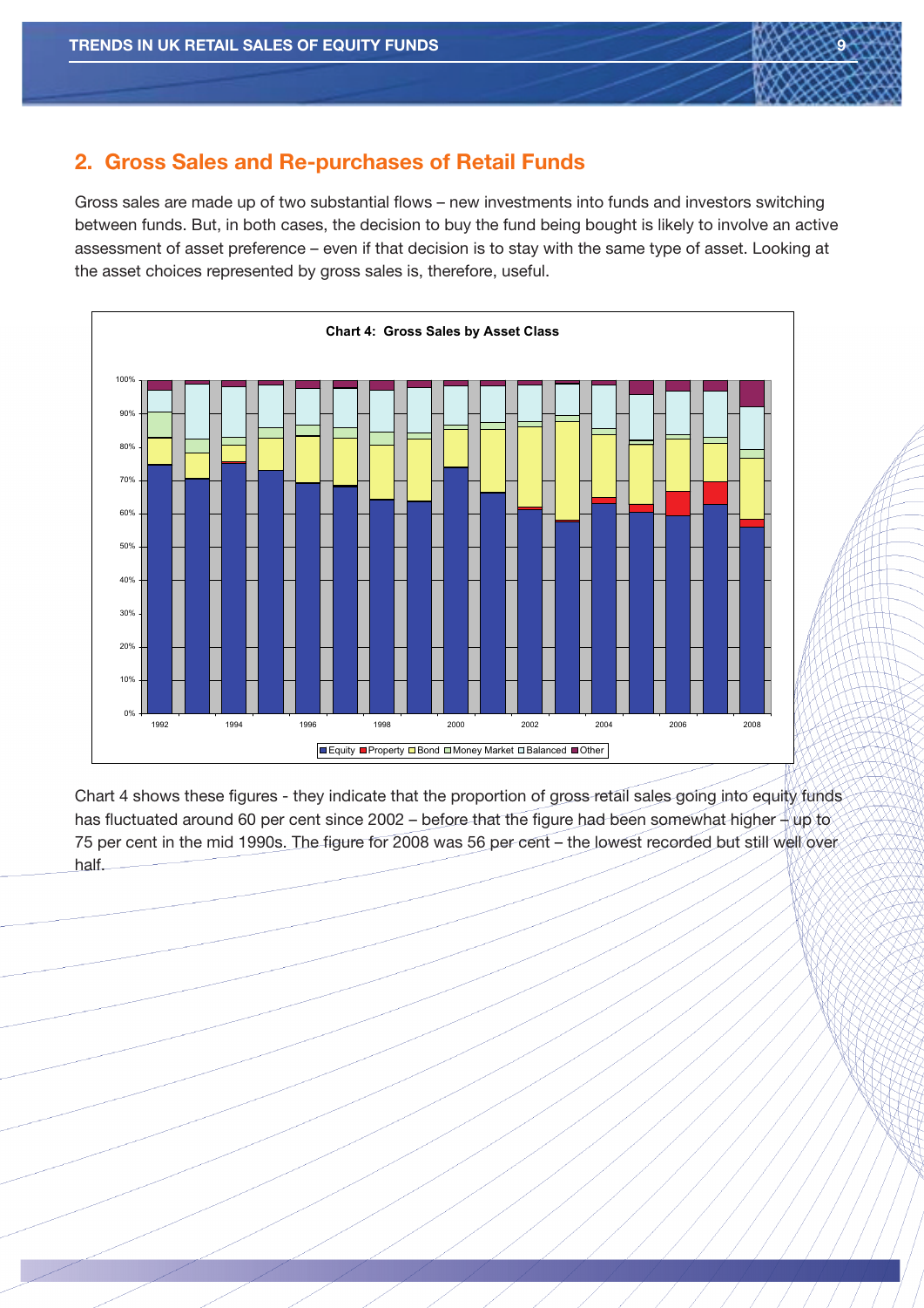## 2. Gross Sales and Re-purchases of Retail Funds

Gross sales are made up of two substantial flows – new investments into funds and investors switching between funds. But, in both cases, the decision to buy the fund being bought is likely to involve an active assessment of asset preference – even if that decision is to stay with the same type of asset. Looking at the asset choices represented by gross sales is, therefore, useful.

**Chart 4: Gross Sales by Asset Class**

Chart 4 shows these figures - they indicate that the proportion of gross retail sales going into equity funds has fluctuated around 60 per cent since 2002 – before that the figure had been somewhat higher – up to 75 per cent in the mid 1990s. The figure for 2008 was 56 per cent – the lowest recorded but still well over half.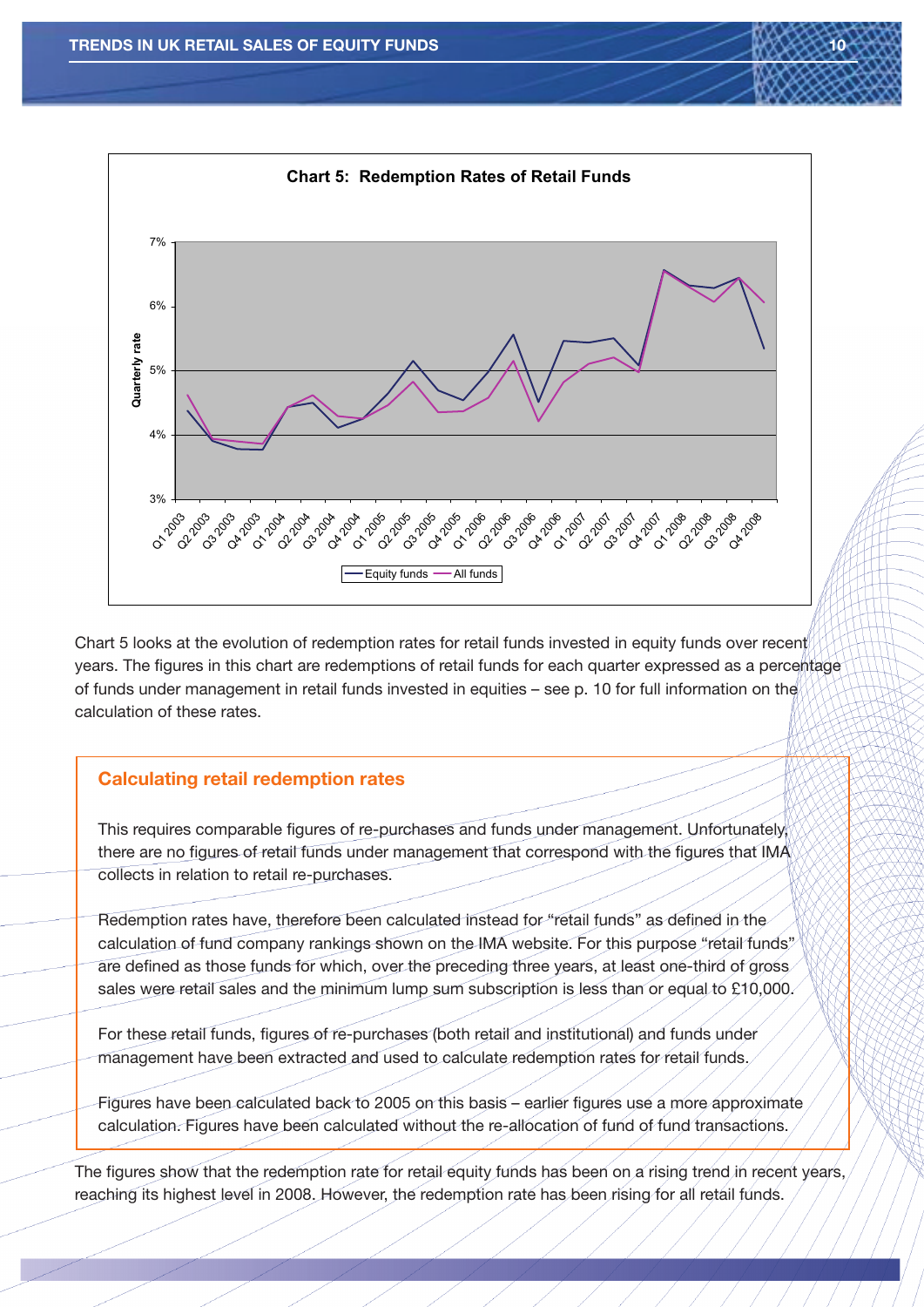**Chart 5: Redemption Rates of Retail Funds**

Chart 5 looks at the evolution of redemption rates for retail funds invested in equity funds over recent years. The figures in this chart are redemptions of retail funds for each quarter expressed as a percentage of funds under management in retail funds invested in equities – see p. 10 for full information on the calculation of these rates.

### Calculating retail redemption rates

This requires comparable figures of re-purchases and funds under management. Unfortunately, there are no figures of retail funds under management that correspond with the figures that IMA collects in relation to retail re-purchases.

Redemption rates have, therefore been calculated instead for "retail funds" as defined in the calculation of fund company rankings shown on the IMA website. For this purpose "retail funds" are defined as those funds for which, over the preceding three years, at least one-third of gross sales were retail sales and the minimum lump sum subscription is less than or equal to £10,000.

For these retail funds, figures of re-purchases (both retail and institutional) and funds under management have been extracted and used to calculate redemption rates for retail funds.

Figures have been calculated back to 2005 on this basis – earlier figures use a more approximate calculation. Figures have been calculated without the re-allocation of fund of fund transactions.

The figures show that the redemption rate for retail equity funds has been on a rising trend in recent years, reaching its highest level in 2008. However, the redemption rate has been rising for all retail funds.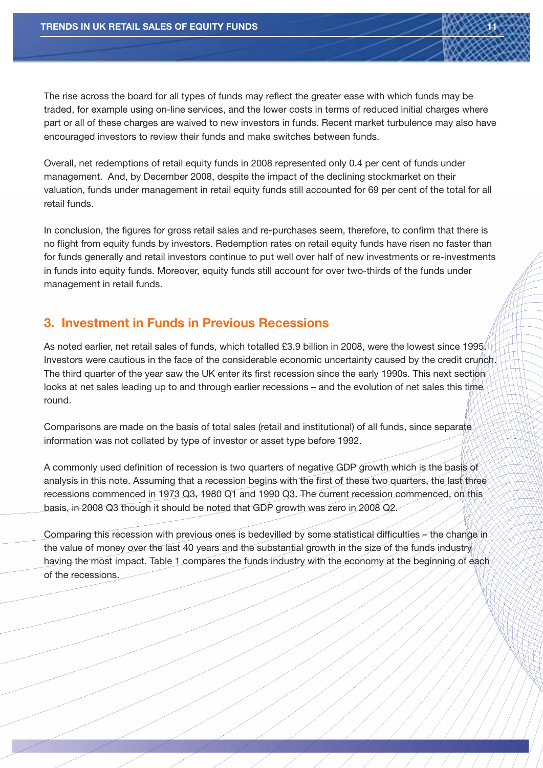The rise across the board for all types of funds may reflect the greater ease with which funds may be traded, for example using on-line services, and the lower costs in terms of reduced initial charges where part or all of these charges are waived to new investors in funds. Recent market turbulence may also have encouraged investors to review their funds and make switches between funds.

Overall, net redemptions of retail equity funds in 2008 represented only 0.4 per cent of funds under management. And, by December 2008, despite the impact of the declining stockmarket on their valuation, funds under management in retail equity funds still accounted for 69 per cent of the total for all retail funds.

In conclusion, the figures for gross retail sales and re-purchases seem, therefore, to confirm that there is no flight from equity funds by investors. Redemption rates on retail equity funds have risen no faster than for funds generally and retail investors continue to put well over half of new investments or re-investments in funds into equity funds. Moreover, equity funds still account for over two-thirds of the funds under management in retail funds.

## 3. Investment in Funds in Previous Recessions

As noted earlier, net retail sales of funds, which totalled £3.9 billion in 2008, were the lowest since 1995. Investors were cautious in the face of the considerable economic uncertainty caused by the credit crunch. The third quarter of the year saw the UK enter its first recession since the early 1990s. This next section looks at net sales leading up to and through earlier recessions – and the evolution of net sales this time round.

Comparisons are made on the basis of total sales (retail and institutional) of all funds, since separate information was not collated by type of investor or asset type before 1992.

A commonly used definition of recession is two quarters of negative GDP growth which is the basis of analysis in this note. Assuming that a recession begins with the first of these two quarters, the last three recessions commenced in 1973 Q3, 1980 Q1 and 1990 Q3. The current recession commenced, on this basis, in 2008 Q3 though it should be noted that GDP growth was zero in 2008 Q2.

Comparing this recession with previous ones is bedevilled by some statistical difficulties – the change in the value of money over the last 40 years and the substantial growth in the size of the funds industry having the most impact. Table 1 compares the funds industry with the economy at the beginning of each of the recessions.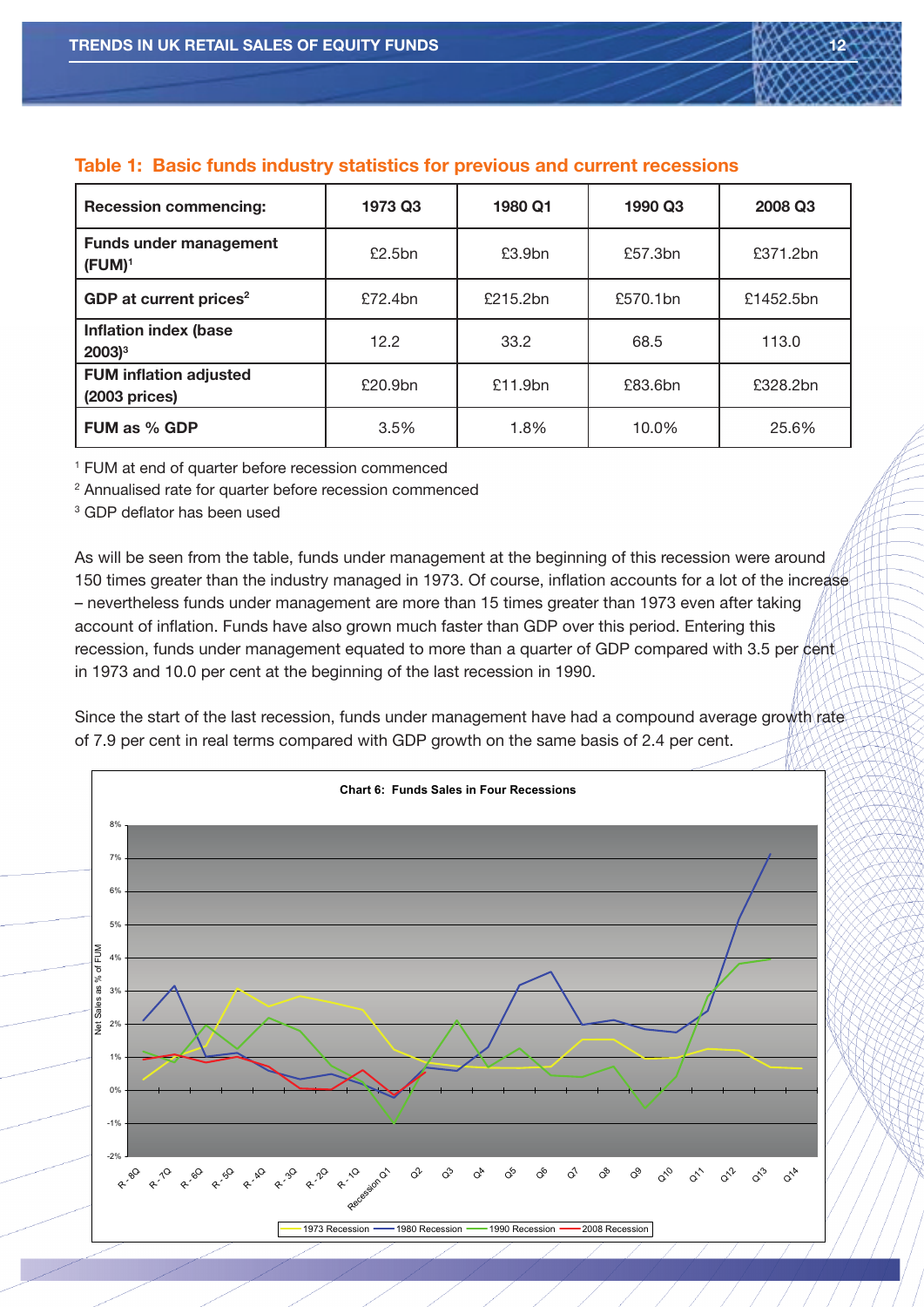## Table 1: Basic funds industry statistics for previous and current recessions

| Recession commencing: | 1973 Q3 | 1980 Q1 | 1990 Q3 | 2008 Q3 |
|---|---|---|---|---|
| Funds under management (FUM)[1] | £2.5bn | £3.9bn | £57.3bn | £371.2bn |
| GDP at current prices[2] | £72.4bn | £215.2bn | £570.1bn | £1452.5bn |
| Inflation index (base 2003)[3] | 12.2 | 33.2 | 68.5 | 113.0 |
| FUM inflation adjusted (2003 prices) | £20.9bn | £11.9bn | £83.6bn | £328.2bn |
| FUM as % GDP | 3.5% | 1.8% | 10.0% | 25.6% |

[1] FUM at end of quarter before recession commenced

[2] Annualised rate for quarter before recession commenced

[3] GDP deflator has been used

As will be seen from the table, funds under management at the beginning of this recession were around 150 times greater than the industry managed in 1973. Of course, inflation accounts for a lot of the increase – nevertheless funds under management are more than 15 times greater than 1973 even after taking account of inflation. Funds have also grown much faster than GDP over this period. Entering this recession, funds under management equated to more than a quarter of GDP compared with 3.5 per cent in 1973 and 10.0 per cent at the beginning of the last recession in 1990.

Since the start of the last recession, funds under management have had a compound average growth rate of 7.9 per cent in real terms compared with GDP growth on the same basis of 2.4 per cent.

**Chart 6: Funds Sales in Four Recessions**

Net Sales as % of FUM (y-axis: -2% to 8%); x-axis: R - 8Q, R - 7Q, R - 6Q, R - 5Q, R - 4Q, R - 3Q, R - 2Q, R - 1Q, Recession Q1, Q2, Q3, Q4, Q5, Q6, Q7, Q8, Q9, Q10, Q11, Q12, Q13, Q14

Legend: 1973 Recession, 1980 Recession, 1990 Recession, 2008 Recession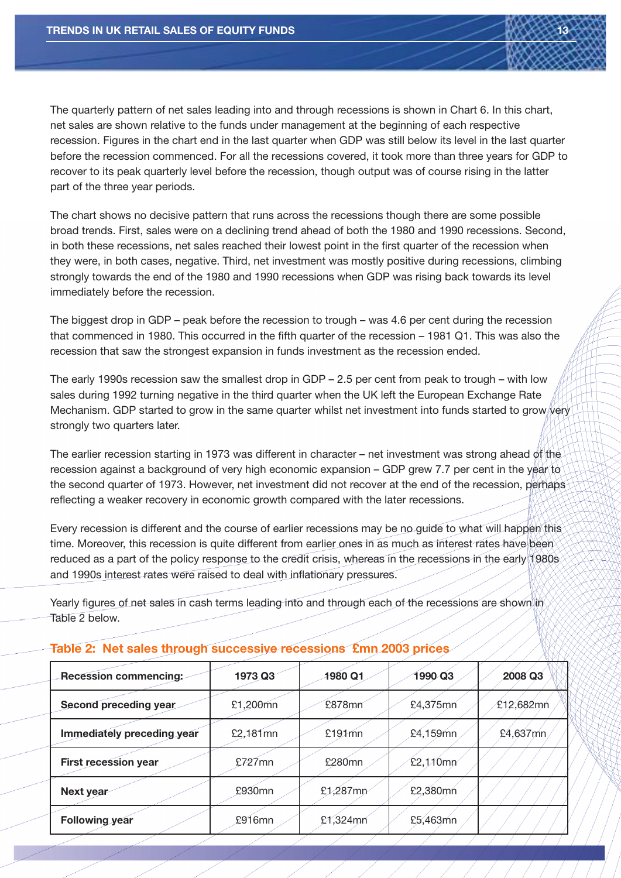The quarterly pattern of net sales leading into and through recessions is shown in Chart 6. In this chart, net sales are shown relative to the funds under management at the beginning of each respective recession. Figures in the chart end in the last quarter when GDP was still below its level in the last quarter before the recession commenced. For all the recessions covered, it took more than three years for GDP to recover to its peak quarterly level before the recession, though output was of course rising in the latter part of the three year periods.

The chart shows no decisive pattern that runs across the recessions though there are some possible broad trends. First, sales were on a declining trend ahead of both the 1980 and 1990 recessions. Second, in both these recessions, net sales reached their lowest point in the first quarter of the recession when they were, in both cases, negative. Third, net investment was mostly positive during recessions, climbing strongly towards the end of the 1980 and 1990 recessions when GDP was rising back towards its level immediately before the recession.

The biggest drop in GDP – peak before the recession to trough – was 4.6 per cent during the recession that commenced in 1980. This occurred in the fifth quarter of the recession – 1981 Q1. This was also the recession that saw the strongest expansion in funds investment as the recession ended.

The early 1990s recession saw the smallest drop in GDP – 2.5 per cent from peak to trough – with low sales during 1992 turning negative in the third quarter when the UK left the European Exchange Rate Mechanism. GDP started to grow in the same quarter whilst net investment into funds started to grow very strongly two quarters later.

The earlier recession starting in 1973 was different in character – net investment was strong ahead of the recession against a background of very high economic expansion – GDP grew 7.7 per cent in the year to the second quarter of 1973. However, net investment did not recover at the end of the recession, perhaps reflecting a weaker recovery in economic growth compared with the later recessions.

Every recession is different and the course of earlier recessions may be no guide to what will happen this time. Moreover, this recession is quite different from earlier ones in as much as interest rates have been reduced as a part of the policy response to the credit crisis, whereas in the recessions in the early 1980s and 1990s interest rates were raised to deal with inflationary pressures.

Yearly figures of net sales in cash terms leading into and through each of the recessions are shown in Table 2 below.

**Table 2: Net sales through successive recessions £mn 2003 prices**

| Recession commencing: | 1973 Q3 | 1980 Q1 | 1990 Q3 | 2008 Q3 |
|---|---|---|---|---|
| **Second preceding year** | £1,200mn | £878mn | £4,375mn | £12,682mn |
| **Immediately preceding year** | £2,181mn | £191mn | £4,159mn | £4,637mn |
| **First recession year** | £727mn | £280mn | £2,110mn | |
| **Next year** | £930mn | £1,287mn | £2,380mn | |
| **Following year** | £916mn | £1,324mn | £5,463mn | |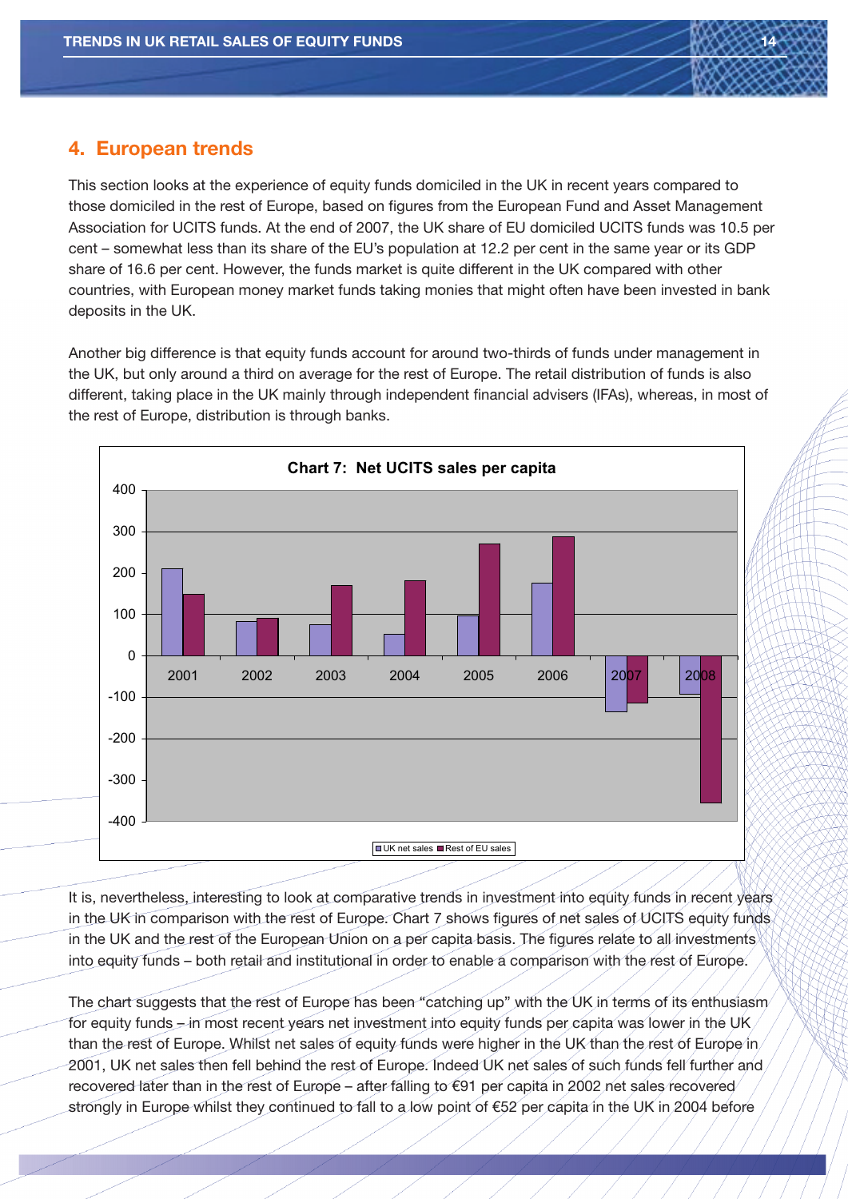## 4. European trends

This section looks at the experience of equity funds domiciled in the UK in recent years compared to those domiciled in the rest of Europe, based on figures from the European Fund and Asset Management Association for UCITS funds. At the end of 2007, the UK share of EU domiciled UCITS funds was 10.5 per cent – somewhat less than its share of the EU's population at 12.2 per cent in the same year or its GDP share of 16.6 per cent. However, the funds market is quite different in the UK compared with other countries, with European money market funds taking monies that might often have been invested in bank deposits in the UK.

Another big difference is that equity funds account for around two-thirds of funds under management in the UK, but only around a third on average for the rest of Europe. The retail distribution of funds is also different, taking place in the UK mainly through independent financial advisers (IFAs), whereas, in most of the rest of Europe, distribution is through banks.

**Chart 7: Net UCITS sales per capita**

It is, nevertheless, interesting to look at comparative trends in investment into equity funds in recent years in the UK in comparison with the rest of Europe. Chart 7 shows figures of net sales of UCITS equity funds in the UK and the rest of the European Union on a per capita basis. The figures relate to all investments into equity funds – both retail and institutional in order to enable a comparison with the rest of Europe.

The chart suggests that the rest of Europe has been "catching up" with the UK in terms of its enthusiasm for equity funds – in most recent years net investment into equity funds per capita was lower in the UK than the rest of Europe. Whilst net sales of equity funds were higher in the UK than the rest of Europe in 2001, UK net sales then fell behind the rest of Europe. Indeed UK net sales of such funds fell further and recovered later than in the rest of Europe – after falling to €91 per capita in 2002 net sales recovered strongly in Europe whilst they continued to fall to a low point of €52 per capita in the UK in 2004 before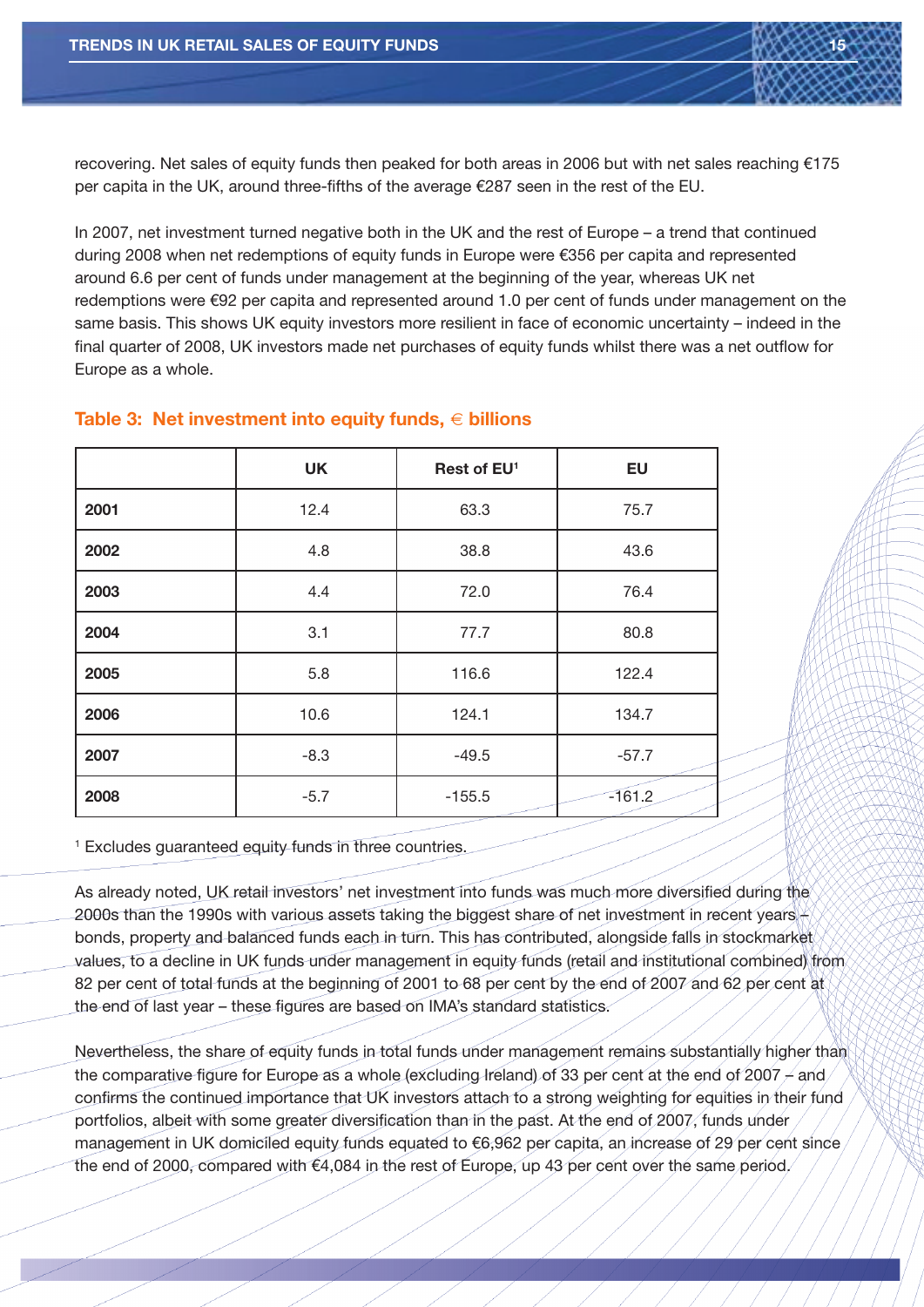recovering. Net sales of equity funds then peaked for both areas in 2006 but with net sales reaching €175 per capita in the UK, around three-fifths of the average €287 seen in the rest of the EU.

In 2007, net investment turned negative both in the UK and the rest of Europe – a trend that continued during 2008 when net redemptions of equity funds in Europe were €356 per capita and represented around 6.6 per cent of funds under management at the beginning of the year, whereas UK net redemptions were €92 per capita and represented around 1.0 per cent of funds under management on the same basis. This shows UK equity investors more resilient in face of economic uncertainty – indeed in the final quarter of 2008, UK investors made net purchases of equity funds whilst there was a net outflow for Europe as a whole.

### Table 3: Net investment into equity funds, € billions

| | UK | Rest of EU[1] | EU |
|---|---|---|---|
| **2001** | 12.4 | 63.3 | 75.7 |
| **2002** | 4.8 | 38.8 | 43.6 |
| **2003** | 4.4 | 72.0 | 76.4 |
| **2004** | 3.1 | 77.7 | 80.8 |
| **2005** | 5.8 | 116.6 | 122.4 |
| **2006** | 10.6 | 124.1 | 134.7 |
| **2007** | -8.3 | -49.5 | -57.7 |
| **2008** | -5.7 | -155.5 | -161.2 |

[1] Excludes guaranteed equity funds in three countries.

As already noted, UK retail investors' net investment into funds was much more diversified during the 2000s than the 1990s with various assets taking the biggest share of net investment in recent years – bonds, property and balanced funds each in turn. This has contributed, alongside falls in stockmarket values, to a decline in UK funds under management in equity funds (retail and institutional combined) from 82 per cent of total funds at the beginning of 2001 to 68 per cent by the end of 2007 and 62 per cent at the end of last year – these figures are based on IMA's standard statistics.

Nevertheless, the share of equity funds in total funds under management remains substantially higher than the comparative figure for Europe as a whole (excluding Ireland) of 33 per cent at the end of 2007 – and confirms the continued importance that UK investors attach to a strong weighting for equities in their fund portfolios, albeit with some greater diversification than in the past. At the end of 2007, funds under management in UK domiciled equity funds equated to €6,962 per capita, an increase of 29 per cent since the end of 2000, compared with €4,084 in the rest of Europe, up 43 per cent over the same period.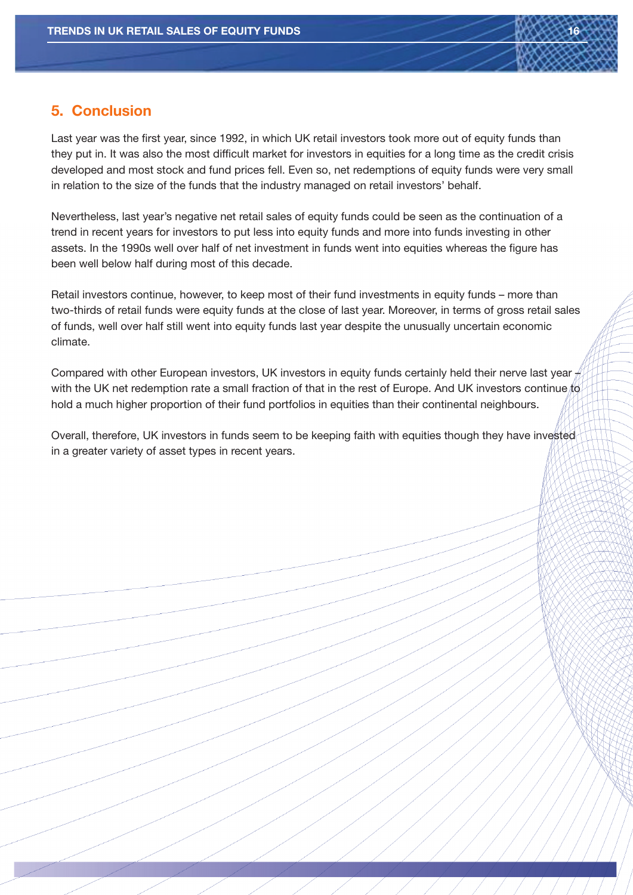## 5. Conclusion

Last year was the first year, since 1992, in which UK retail investors took more out of equity funds than they put in. It was also the most difficult market for investors in equities for a long time as the credit crisis developed and most stock and fund prices fell. Even so, net redemptions of equity funds were very small in relation to the size of the funds that the industry managed on retail investors' behalf.

Nevertheless, last year's negative net retail sales of equity funds could be seen as the continuation of a trend in recent years for investors to put less into equity funds and more into funds investing in other assets. In the 1990s well over half of net investment in funds went into equities whereas the figure has been well below half during most of this decade.

Retail investors continue, however, to keep most of their fund investments in equity funds – more than two-thirds of retail funds were equity funds at the close of last year. Moreover, in terms of gross retail sales of funds, well over half still went into equity funds last year despite the unusually uncertain economic climate.

Compared with other European investors, UK investors in equity funds certainly held their nerve last year – with the UK net redemption rate a small fraction of that in the rest of Europe. And UK investors continue to hold a much higher proportion of their fund portfolios in equities than their continental neighbours.

Overall, therefore, UK investors in funds seem to be keeping faith with equities though they have invested in a greater variety of asset types in recent years.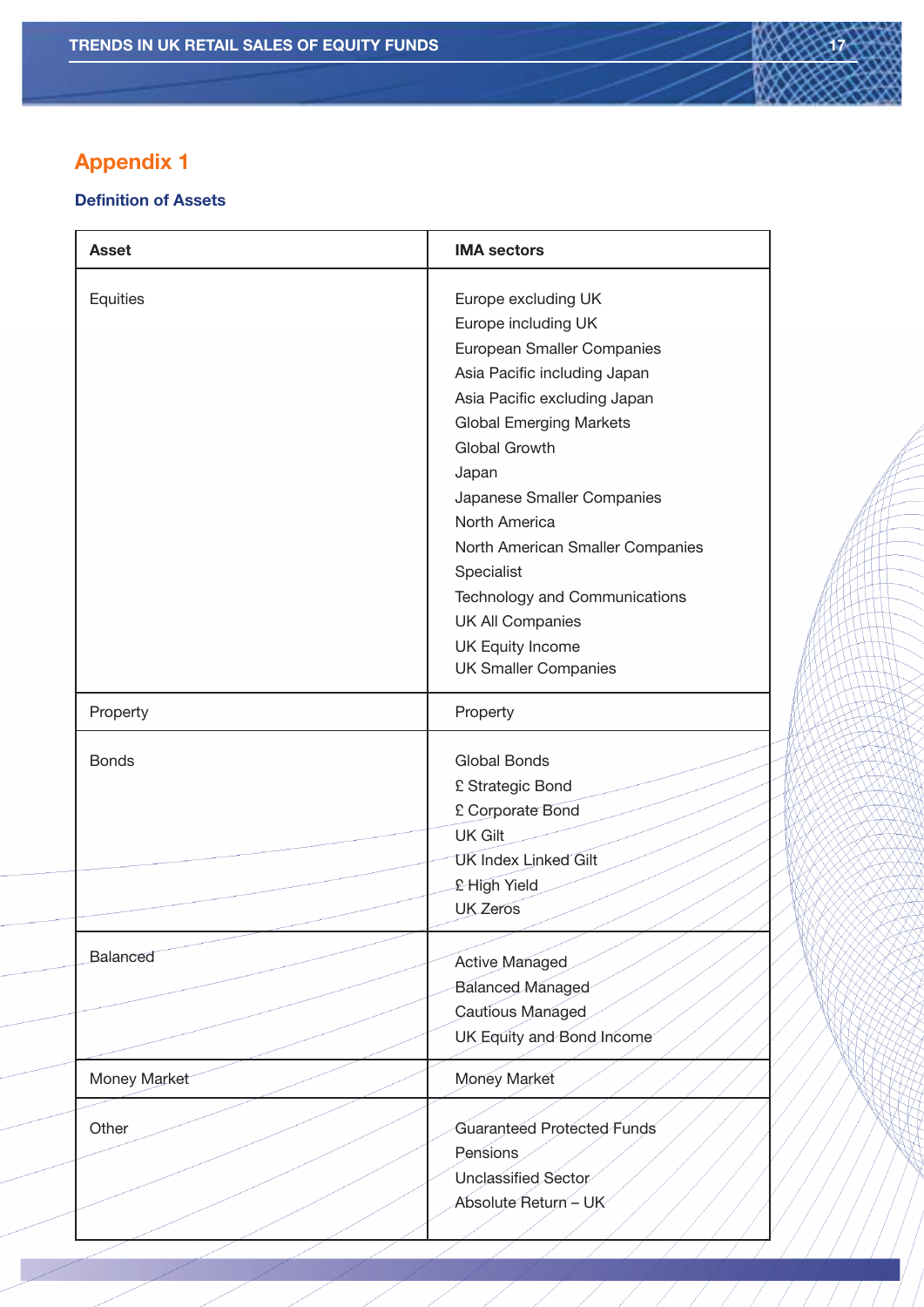# Appendix 1

### Definition of Assets

| Asset | IMA sectors |
|---|---|
| Equities | Europe excluding UK<br>Europe including UK<br>European Smaller Companies<br>Asia Pacific including Japan<br>Asia Pacific excluding Japan<br>Global Emerging Markets<br>Global Growth<br>Japan<br>Japanese Smaller Companies<br>North America<br>North American Smaller Companies<br>Specialist<br>Technology and Communications<br>UK All Companies<br>UK Equity Income<br>UK Smaller Companies |
| Property | Property |
| Bonds | Global Bonds<br>£ Strategic Bond<br>£ Corporate Bond<br>UK Gilt<br>UK Index Linked Gilt<br>£ High Yield<br>UK Zeros |
| Balanced | Active Managed<br>Balanced Managed<br>Cautious Managed<br>UK Equity and Bond Income |
| Money Market | Money Market |
| Other | Guaranteed Protected Funds<br>Pensions<br>Unclassified Sector<br>Absolute Return – UK |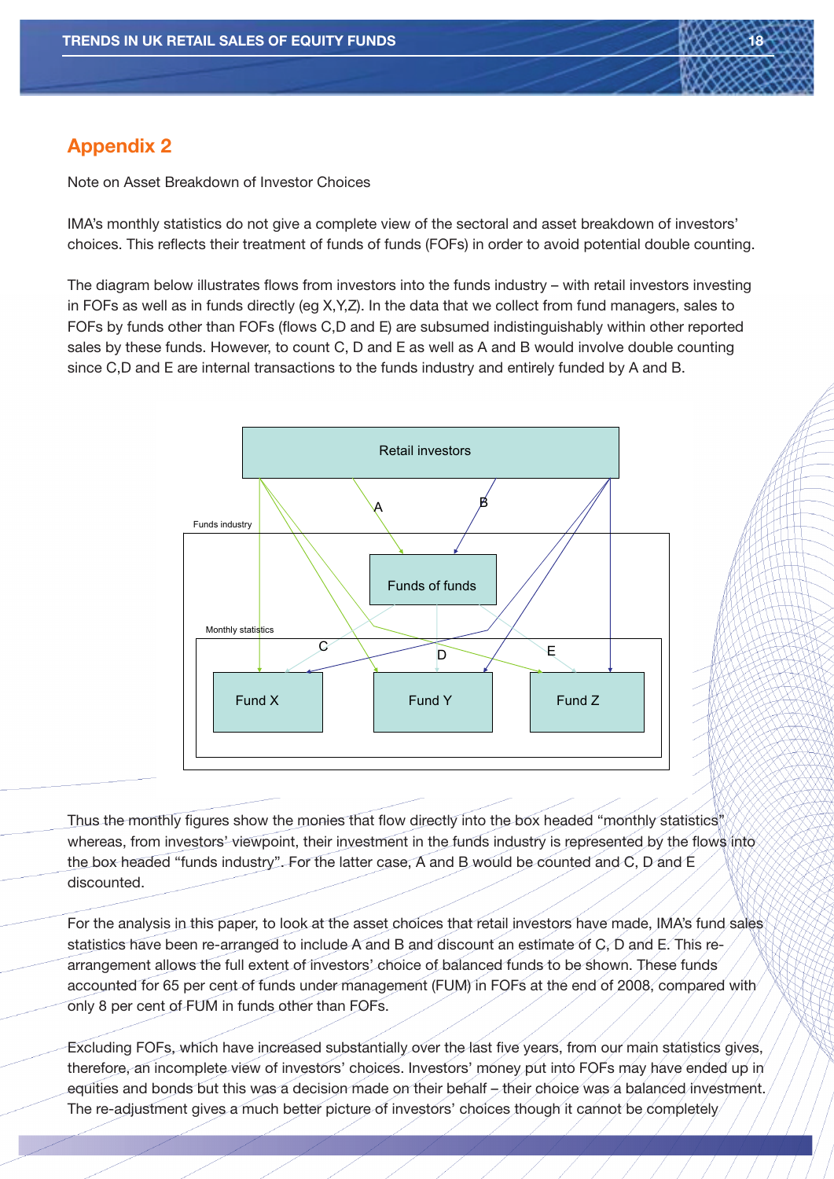## Appendix 2

Note on Asset Breakdown of Investor Choices

IMA's monthly statistics do not give a complete view of the sectoral and asset breakdown of investors' choices. This reflects their treatment of funds of funds (FOFs) in order to avoid potential double counting.

The diagram below illustrates flows from investors into the funds industry – with retail investors investing in FOFs as well as in funds directly (eg X,Y,Z). In the data that we collect from fund managers, sales to FOFs by funds other than FOFs (flows C,D and E) are subsumed indistinguishably within other reported sales by these funds. However, to count C, D and E as well as A and B would involve double counting since C,D and E are internal transactions to the funds industry and entirely funded by A and B.

Retail investors

A B

Funds industry

Funds of funds

Monthly statistics

C D E

Fund X Fund Y Fund Z

Thus the monthly figures show the monies that flow directly into the box headed "monthly statistics" whereas, from investors' viewpoint, their investment in the funds industry is represented by the flows into the box headed "funds industry". For the latter case, A and B would be counted and C, D and E discounted.

For the analysis in this paper, to look at the asset choices that retail investors have made, IMA's fund sales statistics have been re-arranged to include A and B and discount an estimate of C, D and E. This re-arrangement allows the full extent of investors' choice of balanced funds to be shown. These funds accounted for 65 per cent of funds under management (FUM) in FOFs at the end of 2008, compared with only 8 per cent of FUM in funds other than FOFs.

Excluding FOFs, which have increased substantially over the last five years, from our main statistics gives, therefore, an incomplete view of investors' choices. Investors' money put into FOFs may have ended up in equities and bonds but this was a decision made on their behalf – their choice was a balanced investment. The re-adjustment gives a much better picture of investors' choices though it cannot be completely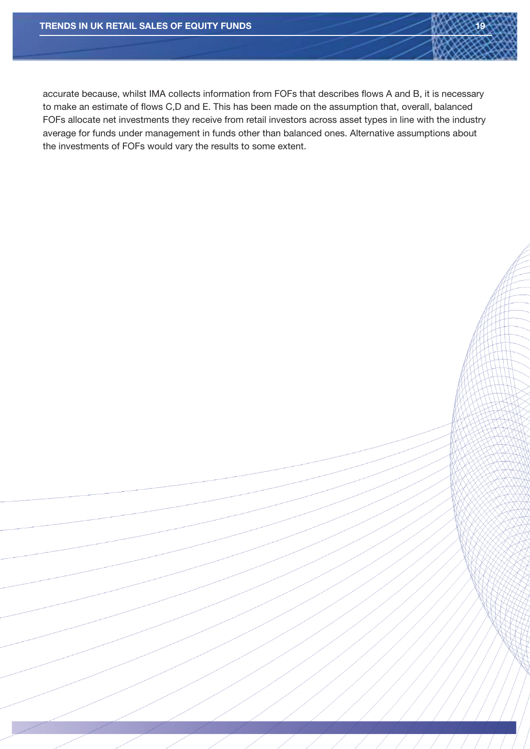accurate because, whilst IMA collects information from FOFs that describes flows A and B, it is necessary to make an estimate of flows C,D and E. This has been made on the assumption that, overall, balanced FOFs allocate net investments they receive from retail investors across asset types in line with the industry average for funds under management in funds other than balanced ones. Alternative assumptions about the investments of FOFs would vary the results to some extent.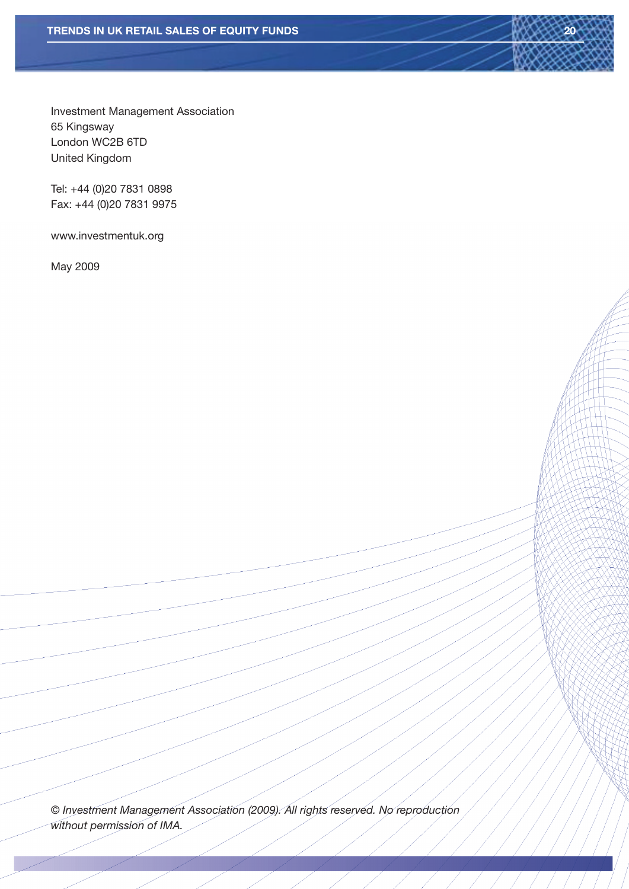Investment Management Association
65 Kingsway
London WC2B 6TD
United Kingdom

Tel: +44 (0)20 7831 0898
Fax: +44 (0)20 7831 9975

www.investmentuk.org

May 2009

*© Investment Management Association (2009). All rights reserved. No reproduction without permission of IMA.*